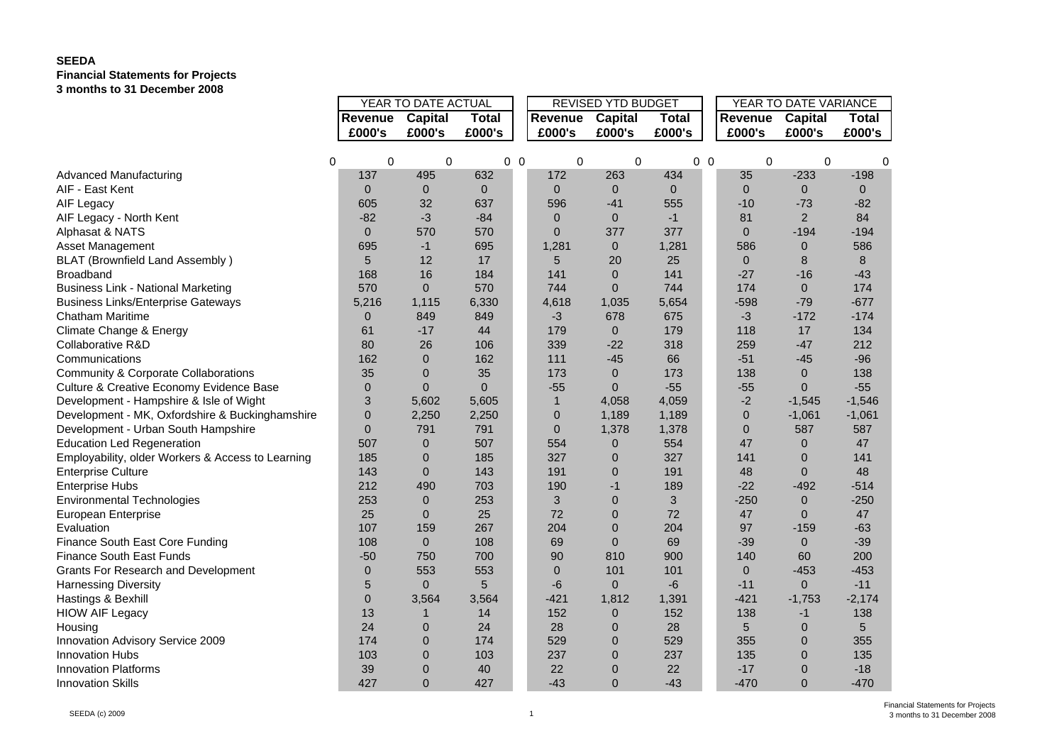**SEEDA**
**Financial Statements for Projects**
**3 months to 31 December 2008**

| | YEAR TO DATE ACTUAL | | | REVISED YTD BUDGET | | | YEAR TO DATE VARIANCE | | |
|---|---|---|---|---|---|---|---|---|---|
| | **Revenue £000's** | **Capital £000's** | **Total £000's** | **Revenue £000's** | **Capital £000's** | **Total £000's** | **Revenue £000's** | **Capital £000's** | **Total £000's** |
| 0 | 0 | 0 | 0 0 | 0 | 0 | 0 0 | 0 | 0 | 0 |
| Advanced Manufacturing | 137 | 495 | 632 | 172 | 263 | 434 | 35 | -233 | -198 |
| AIF - East Kent | 0 | 0 | 0 | 0 | 0 | 0 | 0 | 0 | 0 |
| AIF Legacy | 605 | 32 | 637 | 596 | -41 | 555 | -10 | -73 | -82 |
| AIF Legacy - North Kent | -82 | -3 | -84 | 0 | 0 | -1 | 81 | 2 | 84 |
| Alphasat & NATS | 0 | 570 | 570 | 0 | 377 | 377 | 0 | -194 | -194 |
| Asset Management | 695 | -1 | 695 | 1,281 | 0 | 1,281 | 586 | 0 | 586 |
| BLAT (Brownfield Land Assembly ) | 5 | 12 | 17 | 5 | 20 | 25 | 0 | 8 | 8 |
| Broadband | 168 | 16 | 184 | 141 | 0 | 141 | -27 | -16 | -43 |
| Business Link - National Marketing | 570 | 0 | 570 | 744 | 0 | 744 | 174 | 0 | 174 |
| Business Links/Enterprise Gateways | 5,216 | 1,115 | 6,330 | 4,618 | 1,035 | 5,654 | -598 | -79 | -677 |
| Chatham Maritime | 0 | 849 | 849 | -3 | 678 | 675 | -3 | -172 | -174 |
| Climate Change & Energy | 61 | -17 | 44 | 179 | 0 | 179 | 118 | 17 | 134 |
| Collaborative R&D | 80 | 26 | 106 | 339 | -22 | 318 | 259 | -47 | 212 |
| Communications | 162 | 0 | 162 | 111 | -45 | 66 | -51 | -45 | -96 |
| Community & Corporate Collaborations | 35 | 0 | 35 | 173 | 0 | 173 | 138 | 0 | 138 |
| Culture & Creative Economy Evidence Base | 0 | 0 | 0 | -55 | 0 | -55 | -55 | 0 | -55 |
| Development - Hampshire & Isle of Wight | 3 | 5,602 | 5,605 | 1 | 4,058 | 4,059 | -2 | -1,545 | -1,546 |
| Development - MK, Oxfordshire & Buckinghamshire | 0 | 2,250 | 2,250 | 0 | 1,189 | 1,189 | 0 | -1,061 | -1,061 |
| Development - Urban South Hampshire | 0 | 791 | 791 | 0 | 1,378 | 1,378 | 0 | 587 | 587 |
| Education Led Regeneration | 507 | 0 | 507 | 554 | 0 | 554 | 47 | 0 | 47 |
| Employability, older Workers & Access to Learning | 185 | 0 | 185 | 327 | 0 | 327 | 141 | 0 | 141 |
| Enterprise Culture | 143 | 0 | 143 | 191 | 0 | 191 | 48 | 0 | 48 |
| Enterprise Hubs | 212 | 490 | 703 | 190 | -1 | 189 | -22 | -492 | -514 |
| Environmental Technologies | 253 | 0 | 253 | 3 | 0 | 3 | -250 | 0 | -250 |
| European Enterprise | 25 | 0 | 25 | 72 | 0 | 72 | 47 | 0 | 47 |
| Evaluation | 107 | 159 | 267 | 204 | 0 | 204 | 97 | -159 | -63 |
| Finance South East Core Funding | 108 | 0 | 108 | 69 | 0 | 69 | -39 | 0 | -39 |
| Finance South East Funds | -50 | 750 | 700 | 90 | 810 | 900 | 140 | 60 | 200 |
| Grants For Research and Development | 0 | 553 | 553 | 0 | 101 | 101 | 0 | -453 | -453 |
| Harnessing Diversity | 5 | 0 | 5 | -6 | 0 | -6 | -11 | 0 | -11 |
| Hastings & Bexhill | 0 | 3,564 | 3,564 | -421 | 1,812 | 1,391 | -421 | -1,753 | -2,174 |
| HIOW AIF Legacy | 13 | 1 | 14 | 152 | 0 | 152 | 138 | -1 | 138 |
| Housing | 24 | 0 | 24 | 28 | 0 | 28 | 5 | 0 | 5 |
| Innovation Advisory Service 2009 | 174 | 0 | 174 | 529 | 0 | 529 | 355 | 0 | 355 |
| Innovation Hubs | 103 | 0 | 103 | 237 | 0 | 237 | 135 | 0 | 135 |
| Innovation Platforms | 39 | 0 | 40 | 22 | 0 | 22 | -17 | 0 | -18 |
| Innovation Skills | 427 | 0 | 427 | -43 | 0 | -43 | -470 | 0 | -470 |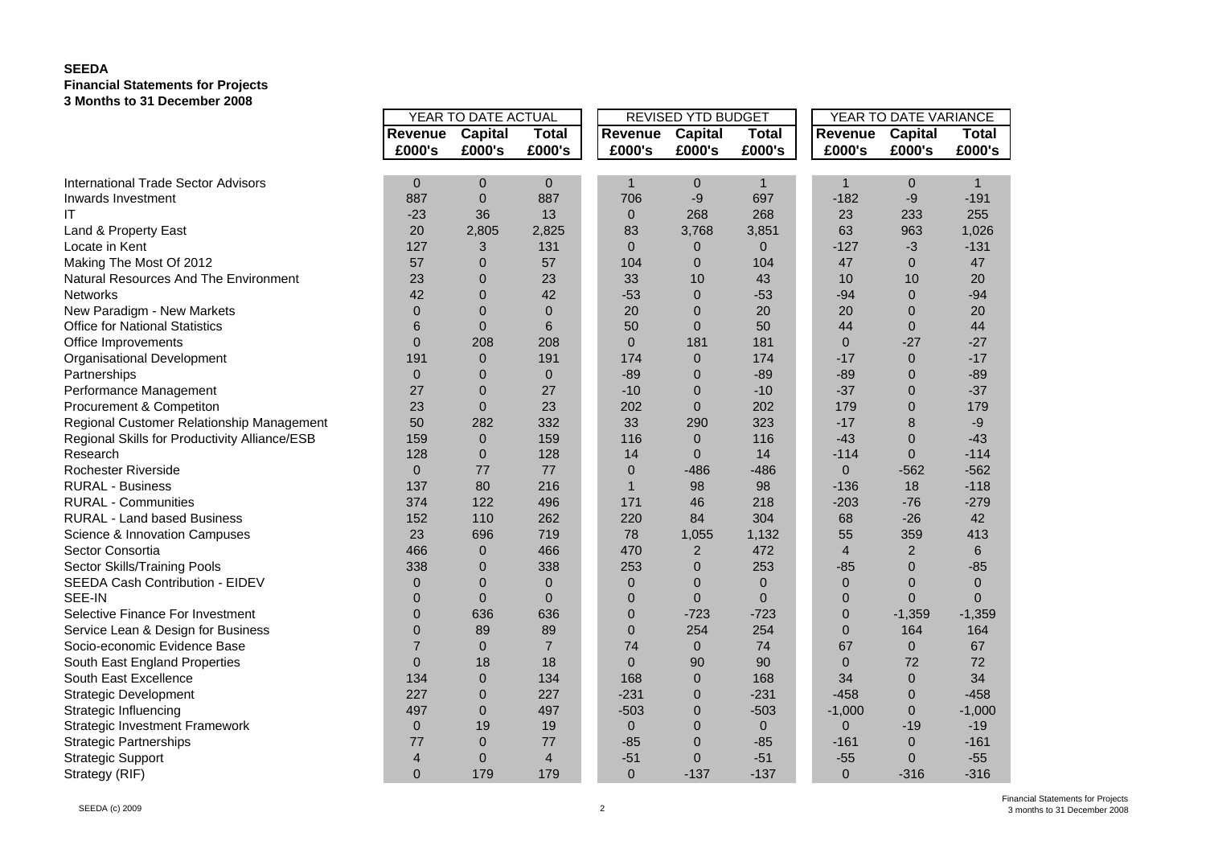**SEEDA**
**Financial Statements for Projects**
**3 Months to 31 December 2008**

| | YEAR TO DATE ACTUAL | | | REVISED YTD BUDGET | | | YEAR TO DATE VARIANCE | | |
|---|---|---|---|---|---|---|---|---|---|
| | **Revenue £000's** | **Capital £000's** | **Total £000's** | **Revenue £000's** | **Capital £000's** | **Total £000's** | **Revenue £000's** | **Capital £000's** | **Total £000's** |
| International Trade Sector Advisors | 0 | 0 | 0 | 1 | 0 | 1 | 1 | 0 | 1 |
| Inwards Investment | 887 | 0 | 887 | 706 | -9 | 697 | -182 | -9 | -191 |
| IT | -23 | 36 | 13 | 0 | 268 | 268 | 23 | 233 | 255 |
| Land & Property East | 20 | 2,805 | 2,825 | 83 | 3,768 | 3,851 | 63 | 963 | 1,026 |
| Locate in Kent | 127 | 3 | 131 | 0 | 0 | 0 | -127 | -3 | -131 |
| Making The Most Of 2012 | 57 | 0 | 57 | 104 | 0 | 104 | 47 | 0 | 47 |
| Natural Resources And The Environment | 23 | 0 | 23 | 33 | 10 | 43 | 10 | 10 | 20 |
| Networks | 42 | 0 | 42 | -53 | 0 | -53 | -94 | 0 | -94 |
| New Paradigm - New Markets | 0 | 0 | 0 | 20 | 0 | 20 | 20 | 0 | 20 |
| Office for National Statistics | 6 | 0 | 6 | 50 | 0 | 50 | 44 | 0 | 44 |
| Office Improvements | 0 | 208 | 208 | 0 | 181 | 181 | 0 | -27 | -27 |
| Organisational Development | 191 | 0 | 191 | 174 | 0 | 174 | -17 | 0 | -17 |
| Partnerships | 0 | 0 | 0 | -89 | 0 | -89 | -89 | 0 | -89 |
| Performance Management | 27 | 0 | 27 | -10 | 0 | -10 | -37 | 0 | -37 |
| Procurement & Competiton | 23 | 0 | 23 | 202 | 0 | 202 | 179 | 0 | 179 |
| Regional Customer Relationship Management | 50 | 282 | 332 | 33 | 290 | 323 | -17 | 8 | -9 |
| Regional Skills for Productivity Alliance/ESB | 159 | 0 | 159 | 116 | 0 | 116 | -43 | 0 | -43 |
| Research | 128 | 0 | 128 | 14 | 0 | 14 | -114 | 0 | -114 |
| Rochester Riverside | 0 | 77 | 77 | 0 | -486 | -486 | 0 | -562 | -562 |
| RURAL - Business | 137 | 80 | 216 | 1 | 98 | 98 | -136 | 18 | -118 |
| RURAL - Communities | 374 | 122 | 496 | 171 | 46 | 218 | -203 | -76 | -279 |
| RURAL - Land based Business | 152 | 110 | 262 | 220 | 84 | 304 | 68 | -26 | 42 |
| Science & Innovation Campuses | 23 | 696 | 719 | 78 | 1,055 | 1,132 | 55 | 359 | 413 |
| Sector Consortia | 466 | 0 | 466 | 470 | 2 | 472 | 4 | 2 | 6 |
| Sector Skills/Training Pools | 338 | 0 | 338 | 253 | 0 | 253 | -85 | 0 | -85 |
| SEEDA Cash Contribution - EIDEV | 0 | 0 | 0 | 0 | 0 | 0 | 0 | 0 | 0 |
| SEE-IN | 0 | 0 | 0 | 0 | 0 | 0 | 0 | 0 | 0 |
| Selective Finance For Investment | 0 | 636 | 636 | 0 | -723 | -723 | 0 | -1,359 | -1,359 |
| Service Lean & Design for Business | 0 | 89 | 89 | 0 | 254 | 254 | 0 | 164 | 164 |
| Socio-economic Evidence Base | 7 | 0 | 7 | 74 | 0 | 74 | 67 | 0 | 67 |
| South East England Properties | 0 | 18 | 18 | 0 | 90 | 90 | 0 | 72 | 72 |
| South East Excellence | 134 | 0 | 134 | 168 | 0 | 168 | 34 | 0 | 34 |
| Strategic Development | 227 | 0 | 227 | -231 | 0 | -231 | -458 | 0 | -458 |
| Strategic Influencing | 497 | 0 | 497 | -503 | 0 | -503 | -1,000 | 0 | -1,000 |
| Strategic Investment Framework | 0 | 19 | 19 | 0 | 0 | 0 | 0 | -19 | -19 |
| Strategic Partnerships | 77 | 0 | 77 | -85 | 0 | -85 | -161 | 0 | -161 |
| Strategic Support | 4 | 0 | 4 | -51 | 0 | -51 | -55 | 0 | -55 |
| Strategy (RIF) | 0 | 179 | 179 | 0 | -137 | -137 | 0 | -316 | -316 |

SEEDA (c) 2009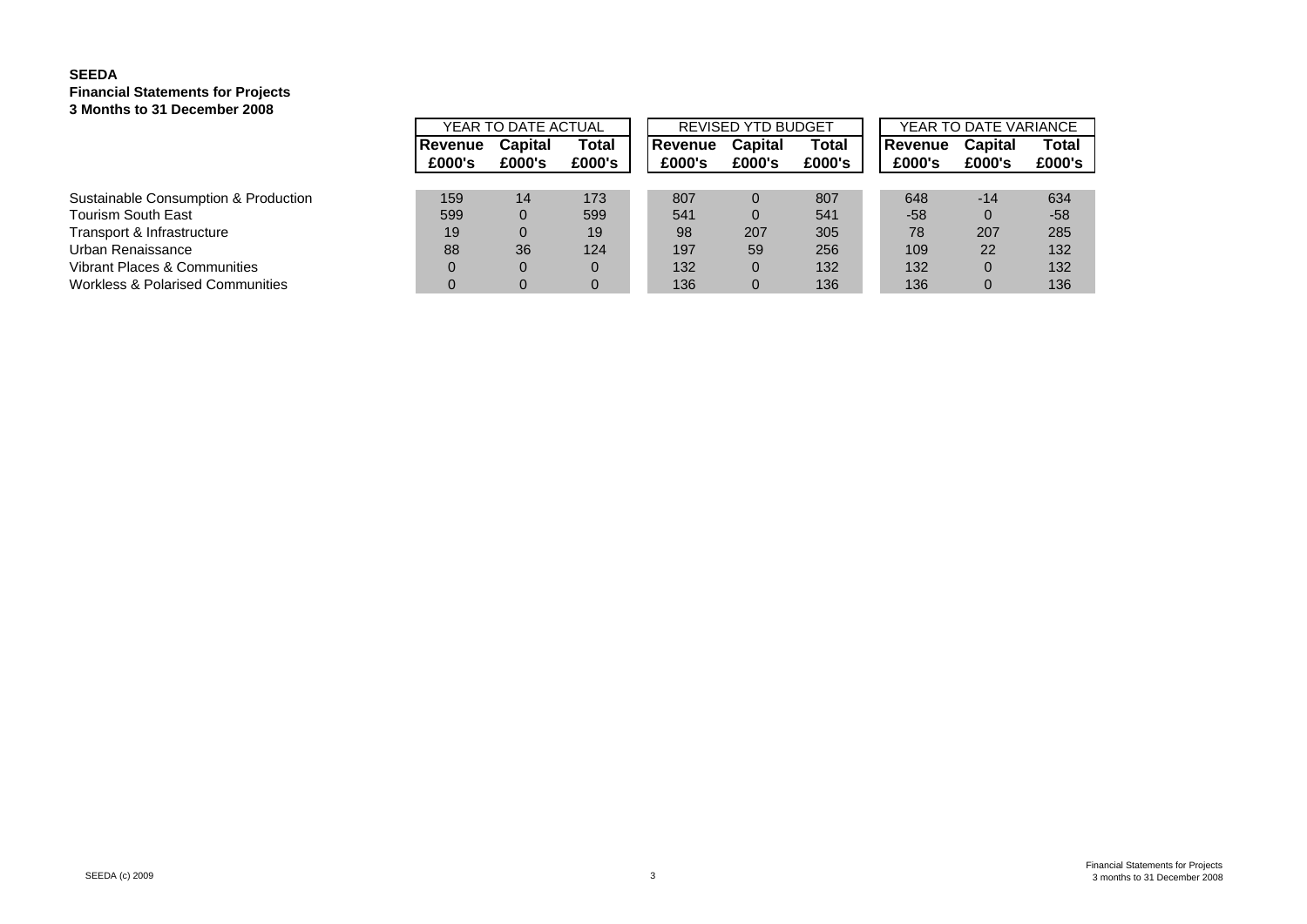**SEEDA**
**Financial Statements for Projects**
**3 Months to 31 December 2008**

| | YEAR TO DATE ACTUAL | | | REVISED YTD BUDGET | | | YEAR TO DATE VARIANCE | | |
|---|---|---|---|---|---|---|---|---|---|
| | **Revenue £000's** | **Capital £000's** | **Total £000's** | **Revenue £000's** | **Capital £000's** | **Total £000's** | **Revenue £000's** | **Capital £000's** | **Total £000's** |
| Sustainable Consumption & Production | 159 | 14 | 173 | 807 | 0 | 807 | 648 | -14 | 634 |
| Tourism South East | 599 | 0 | 599 | 541 | 0 | 541 | -58 | 0 | -58 |
| Transport & Infrastructure | 19 | 0 | 19 | 98 | 207 | 305 | 78 | 207 | 285 |
| Urban Renaissance | 88 | 36 | 124 | 197 | 59 | 256 | 109 | 22 | 132 |
| Vibrant Places & Communities | 0 | 0 | 0 | 132 | 0 | 132 | 132 | 0 | 132 |
| Workless & Polarised Communities | 0 | 0 | 0 | 136 | 0 | 136 | 136 | 0 | 136 |